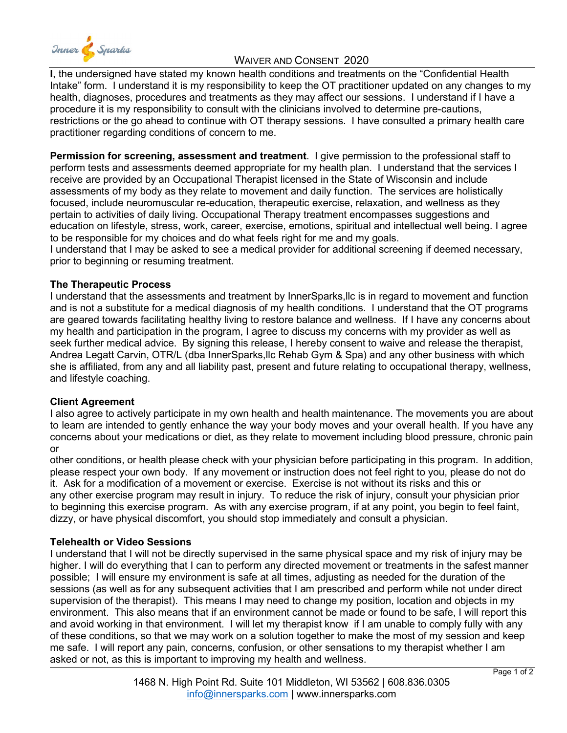# Waiver and Consent 2020

**I**, the undersigned have stated my known health conditions and treatments on the "Confidential Health Intake" form. I understand it is my responsibility to keep the OT practitioner updated on any changes to my health, diagnoses, procedures and treatments as they may affect our sessions. I understand if I have a procedure it is my responsibility to consult with the clinicians involved to determine pre-cautions, restrictions or the go ahead to continue with OT therapy sessions. I have consulted a primary health care practitioner regarding conditions of concern to me.

**Permission for screening, assessment and treatment**. I give permission to the professional staff to perform tests and assessments deemed appropriate for my health plan. I understand that the services I receive are provided by an Occupational Therapist licensed in the State of Wisconsin and include assessments of my body as they relate to movement and daily function. The services are holistically focused, include neuromuscular re-education, therapeutic exercise, relaxation, and wellness as they pertain to activities of daily living. Occupational Therapy treatment encompasses suggestions and education on lifestyle, stress, work, career, exercise, emotions, spiritual and intellectual well being. I agree to be responsible for my choices and do what feels right for me and my goals.
I understand that I may be asked to see a medical provider for additional screening if deemed necessary, prior to beginning or resuming treatment.

### The Therapeutic Process

I understand that the assessments and treatment by InnerSparks,llc is in regard to movement and function and is not a substitute for a medical diagnosis of my health conditions. I understand that the OT programs are geared towards facilitating healthy living to restore balance and wellness. If I have any concerns about my health and participation in the program, I agree to discuss my concerns with my provider as well as seek further medical advice. By signing this release, I hereby consent to waive and release the therapist, Andrea Legatt Carvin, OTR/L (dba InnerSparks,llc Rehab Gym & Spa) and any other business with which she is affiliated, from any and all liability past, present and future relating to occupational therapy, wellness, and lifestyle coaching.

### Client Agreement

I also agree to actively participate in my own health and health maintenance. The movements you are about to learn are intended to gently enhance the way your body moves and your overall health. If you have any concerns about your medications or diet, as they relate to movement including blood pressure, chronic pain or
other conditions, or health please check with your physician before participating in this program. In addition, please respect your own body. If any movement or instruction does not feel right to you, please do not do it. Ask for a modification of a movement or exercise. Exercise is not without its risks and this or any other exercise program may result in injury. To reduce the risk of injury, consult your physician prior to beginning this exercise program. As with any exercise program, if at any point, you begin to feel faint, dizzy, or have physical discomfort, you should stop immediately and consult a physician.

### Telehealth or Video Sessions

I understand that I will not be directly supervised in the same physical space and my risk of injury may be higher. I will do everything that I can to perform any directed movement or treatments in the safest manner possible; I will ensure my environment is safe at all times, adjusting as needed for the duration of the sessions (as well as for any subsequent activities that I am prescribed and perform while not under direct supervision of the therapist). This means I may need to change my position, location and objects in my environment. This also means that if an environment cannot be made or found to be safe, I will report this and avoid working in that environment. I will let my therapist know if I am unable to comply fully with any of these conditions, so that we may work on a solution together to make the most of my session and keep me safe. I will report any pain, concerns, confusion, or other sensations to my therapist whether I am asked or not, as this is important to improving my health and wellness.

1468 N. High Point Rd. Suite 101 Middleton, WI 53562 | 608.836.0305
info@innersparks.com | www.innersparks.com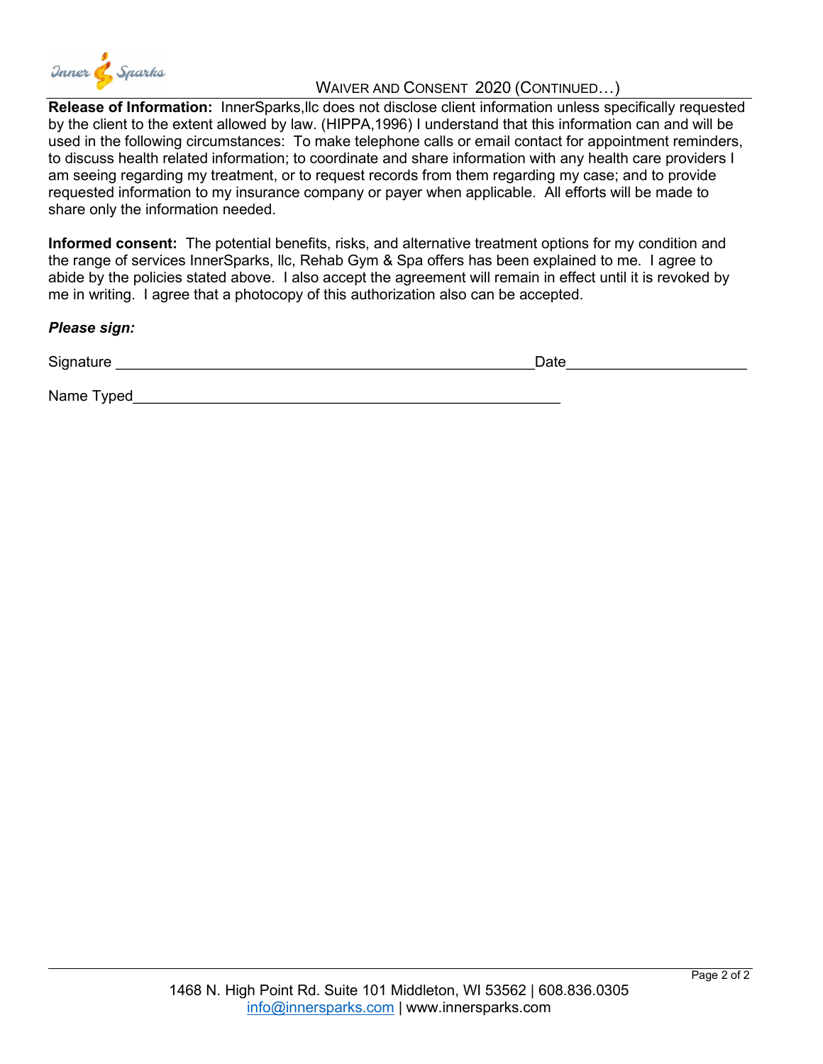WAIVER AND CONSENT 2020 (CONTINUED…)

**Release of Information:** InnerSparks,llc does not disclose client information unless specifically requested by the client to the extent allowed by law. (HIPPA,1996) I understand that this information can and will be used in the following circumstances: To make telephone calls or email contact for appointment reminders, to discuss health related information; to coordinate and share information with any health care providers I am seeing regarding my treatment, or to request records from them regarding my case; and to provide requested information to my insurance company or payer when applicable. All efforts will be made to share only the information needed.

**Informed consent:** The potential benefits, risks, and alternative treatment options for my condition and the range of services InnerSparks, llc, Rehab Gym & Spa offers has been explained to me. I agree to abide by the policies stated above. I also accept the agreement will remain in effect until it is revoked by me in writing. I agree that a photocopy of this authorization also can be accepted.

***Please sign:***

Signature ____________________________________________________Date_____________________

Name Typed______________________________________________________

1468 N. High Point Rd. Suite 101 Middleton, WI 53562 | 608.836.0305
info@innersparks.com | www.innersparks.com